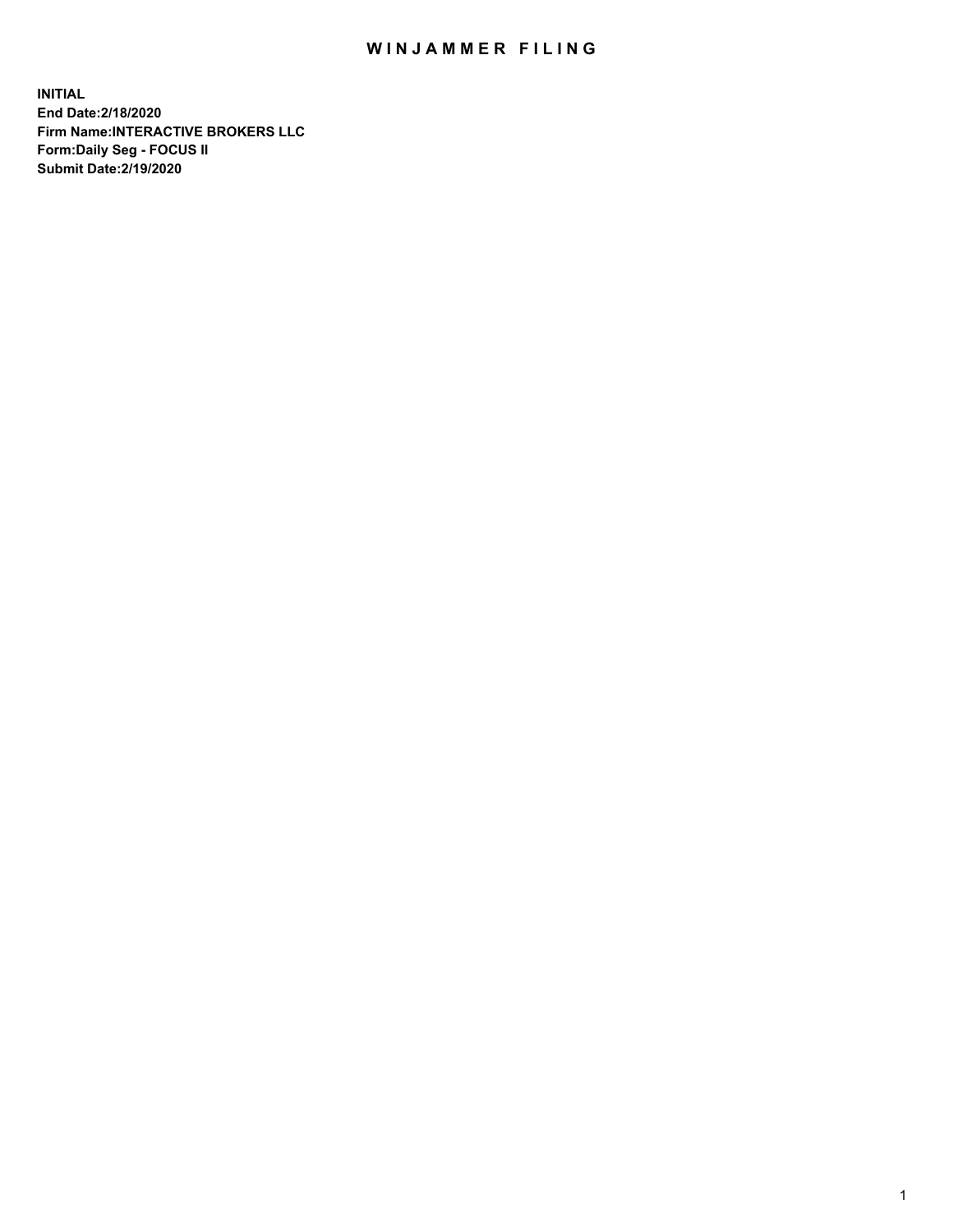# WINJAMMER FILING

**INITIAL**
**End Date:2/18/2020**
**Firm Name:INTERACTIVE BROKERS LLC**
**Form:Daily Seg - FOCUS II**
**Submit Date:2/19/2020**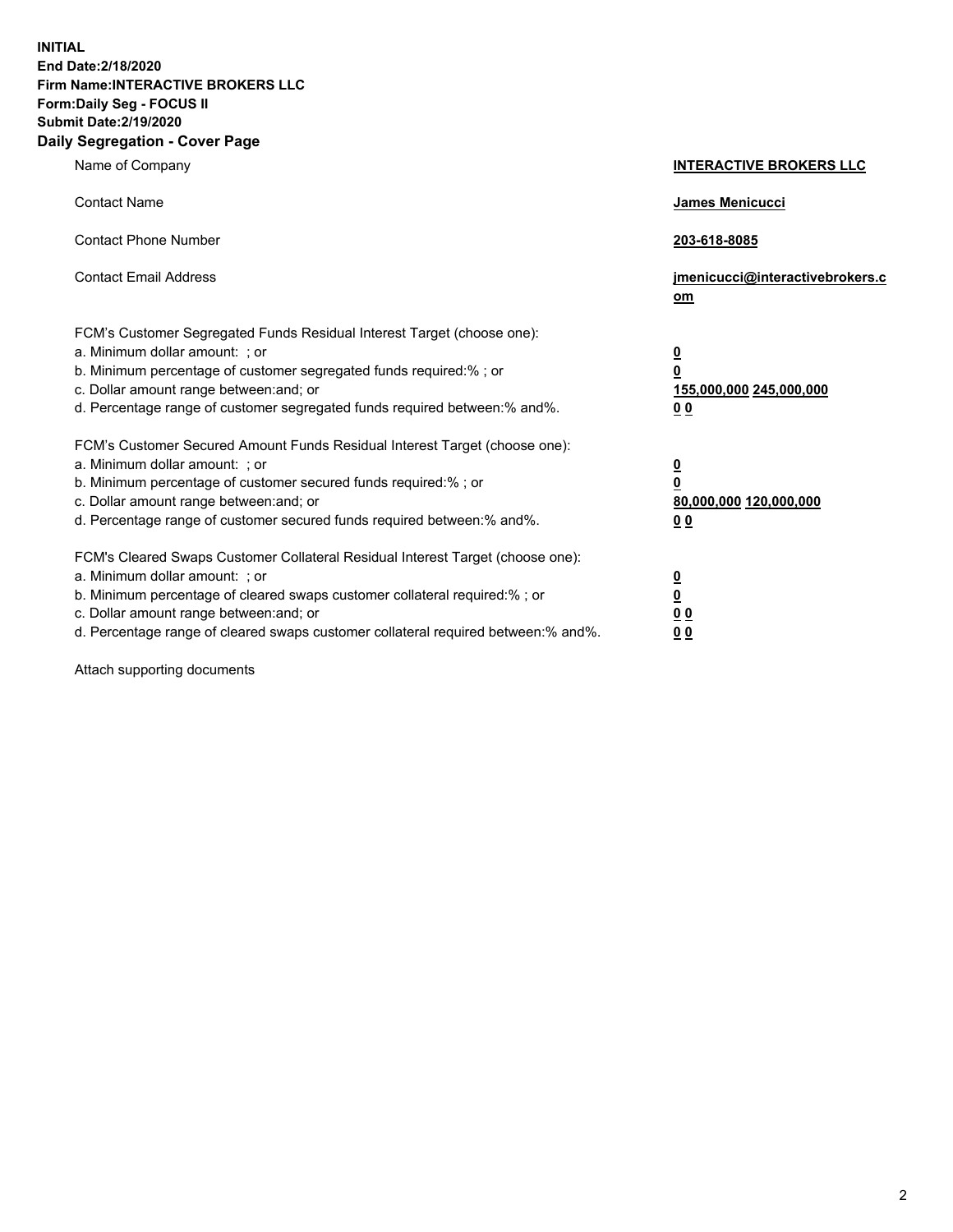**INITIAL**
**End Date:2/18/2020**
**Firm Name:INTERACTIVE BROKERS LLC**
**Form:Daily Seg - FOCUS II**
**Submit Date:2/19/2020**
**Daily Segregation - Cover Page**

| | |
|---|---|
| Name of Company | **INTERACTIVE BROKERS LLC** |
| Contact Name | **James Menicucci** |
| Contact Phone Number | **203-618-8085** |
| Contact Email Address | **jmenicucci@interactivebrokers.com** |

FCM's Customer Segregated Funds Residual Interest Target (choose one):

| | |
|---|---|
| a. Minimum dollar amount: ; or | **0** |
| b. Minimum percentage of customer segregated funds required:% ; or | **0** |
| c. Dollar amount range between:and; or | **155,000,000 245,000,000** |
| d. Percentage range of customer segregated funds required between:% and%. | **0 0** |

FCM's Customer Secured Amount Funds Residual Interest Target (choose one):

| | |
|---|---|
| a. Minimum dollar amount: ; or | **0** |
| b. Minimum percentage of customer secured funds required:% ; or | **0** |
| c. Dollar amount range between:and; or | **80,000,000 120,000,000** |
| d. Percentage range of customer secured funds required between:% and%. | **0 0** |

FCM's Cleared Swaps Customer Collateral Residual Interest Target (choose one):

| | |
|---|---|
| a. Minimum dollar amount: ; or | **0** |
| b. Minimum percentage of cleared swaps customer collateral required:% ; or | **0** |
| c. Dollar amount range between:and; or | **0 0** |
| d. Percentage range of cleared swaps customer collateral required between:% and%. | **0 0** |

Attach supporting documents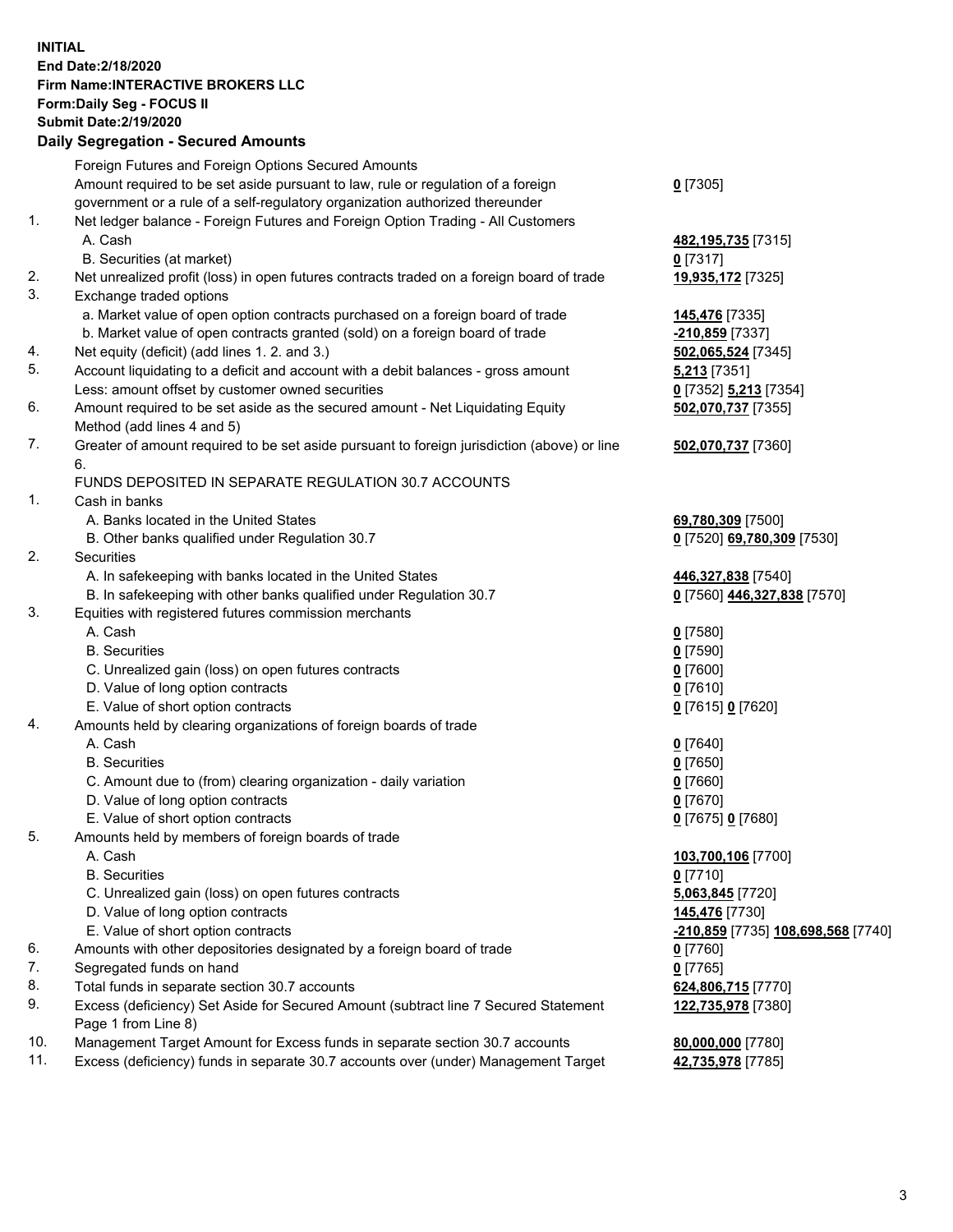**INITIAL**
**End Date:2/18/2020**
**Firm Name:INTERACTIVE BROKERS LLC**
**Form:Daily Seg - FOCUS II**
**Submit Date:2/19/2020**
**Daily Segregation - Secured Amounts**

| | | |
|---|---|---|
| | Foreign Futures and Foreign Options Secured Amounts | |
| | Amount required to be set aside pursuant to law, rule or regulation of a foreign government or a rule of a self-regulatory organization authorized thereunder | **0** [7305] |
| 1. | Net ledger balance - Foreign Futures and Foreign Option Trading - All Customers | |
| | A. Cash | **482,195,735** [7315] |
| | B. Securities (at market) | **0** [7317] |
| 2. | Net unrealized profit (loss) in open futures contracts traded on a foreign board of trade | **19,935,172** [7325] |
| 3. | Exchange traded options | |
| | a. Market value of open option contracts purchased on a foreign board of trade | **145,476** [7335] |
| | b. Market value of open contracts granted (sold) on a foreign board of trade | **-210,859** [7337] |
| 4. | Net equity (deficit) (add lines 1. 2. and 3.) | **502,065,524** [7345] |
| 5. | Account liquidating to a deficit and account with a debit balances - gross amount | **5,213** [7351] |
| | Less: amount offset by customer owned securities | **0** [7352] **5,213** [7354] |
| 6. | Amount required to be set aside as the secured amount - Net Liquidating Equity Method (add lines 4 and 5) | **502,070,737** [7355] |
| 7. | Greater of amount required to be set aside pursuant to foreign jurisdiction (above) or line 6. | **502,070,737** [7360] |
| | FUNDS DEPOSITED IN SEPARATE REGULATION 30.7 ACCOUNTS | |
| 1. | Cash in banks | |
| | A. Banks located in the United States | **69,780,309** [7500] |
| | B. Other banks qualified under Regulation 30.7 | **0** [7520] **69,780,309** [7530] |
| 2. | Securities | |
| | A. In safekeeping with banks located in the United States | **446,327,838** [7540] |
| | B. In safekeeping with other banks qualified under Regulation 30.7 | **0** [7560] **446,327,838** [7570] |
| 3. | Equities with registered futures commission merchants | |
| | A. Cash | **0** [7580] |
| | B. Securities | **0** [7590] |
| | C. Unrealized gain (loss) on open futures contracts | **0** [7600] |
| | D. Value of long option contracts | **0** [7610] |
| | E. Value of short option contracts | **0** [7615] **0** [7620] |
| 4. | Amounts held by clearing organizations of foreign boards of trade | |
| | A. Cash | **0** [7640] |
| | B. Securities | **0** [7650] |
| | C. Amount due to (from) clearing organization - daily variation | **0** [7660] |
| | D. Value of long option contracts | **0** [7670] |
| | E. Value of short option contracts | **0** [7675] **0** [7680] |
| 5. | Amounts held by members of foreign boards of trade | |
| | A. Cash | **103,700,106** [7700] |
| | B. Securities | **0** [7710] |
| | C. Unrealized gain (loss) on open futures contracts | **5,063,845** [7720] |
| | D. Value of long option contracts | **145,476** [7730] |
| | E. Value of short option contracts | **-210,859** [7735] **108,698,568** [7740] |
| 6. | Amounts with other depositories designated by a foreign board of trade | **0** [7760] |
| 7. | Segregated funds on hand | **0** [7765] |
| 8. | Total funds in separate section 30.7 accounts | **624,806,715** [7770] |
| 9. | Excess (deficiency) Set Aside for Secured Amount (subtract line 7 Secured Statement Page 1 from Line 8) | **122,735,978** [7380] |
| 10. | Management Target Amount for Excess funds in separate section 30.7 accounts | **80,000,000** [7780] |
| 11. | Excess (deficiency) funds in separate 30.7 accounts over (under) Management Target | **42,735,978** [7785] |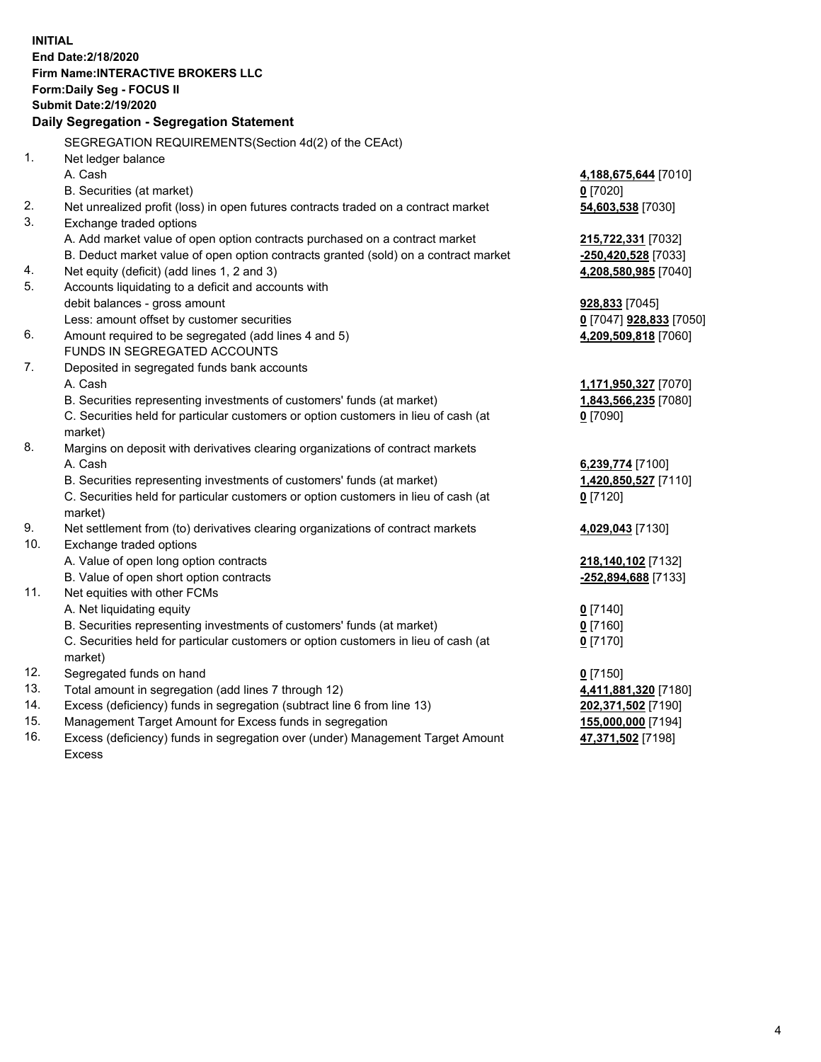**INITIAL**
**End Date:2/18/2020**
**Firm Name:INTERACTIVE BROKERS LLC**
**Form:Daily Seg - FOCUS II**
**Submit Date:2/19/2020**

## Daily Segregation - Segregation Statement

SEGREGATION REQUIREMENTS(Section 4d(2) of the CEAct)

| | | |
|---|---|---|
| 1. | Net ledger balance | |
| | A. Cash | **4,188,675,644** [7010] |
| | B. Securities (at market) | **0** [7020] |
| 2. | Net unrealized profit (loss) in open futures contracts traded on a contract market | **54,603,538** [7030] |
| 3. | Exchange traded options | |
| | A. Add market value of open option contracts purchased on a contract market | **215,722,331** [7032] |
| | B. Deduct market value of open option contracts granted (sold) on a contract market | **-250,420,528** [7033] |
| 4. | Net equity (deficit) (add lines 1, 2 and 3) | **4,208,580,985** [7040] |
| 5. | Accounts liquidating to a deficit and accounts with | |
| | debit balances - gross amount | **928,833** [7045] |
| | Less: amount offset by customer securities | **0** [7047] **928,833** [7050] |
| 6. | Amount required to be segregated (add lines 4 and 5) | **4,209,509,818** [7060] |
| | FUNDS IN SEGREGATED ACCOUNTS | |
| 7. | Deposited in segregated funds bank accounts | |
| | A. Cash | **1,171,950,327** [7070] |
| | B. Securities representing investments of customers' funds (at market) | **1,843,566,235** [7080] |
| | C. Securities held for particular customers or option customers in lieu of cash (at market) | **0** [7090] |
| 8. | Margins on deposit with derivatives clearing organizations of contract markets | |
| | A. Cash | **6,239,774** [7100] |
| | B. Securities representing investments of customers' funds (at market) | **1,420,850,527** [7110] |
| | C. Securities held for particular customers or option customers in lieu of cash (at market) | **0** [7120] |
| 9. | Net settlement from (to) derivatives clearing organizations of contract markets | **4,029,043** [7130] |
| 10. | Exchange traded options | |
| | A. Value of open long option contracts | **218,140,102** [7132] |
| | B. Value of open short option contracts | **-252,894,688** [7133] |
| 11. | Net equities with other FCMs | |
| | A. Net liquidating equity | **0** [7140] |
| | B. Securities representing investments of customers' funds (at market) | **0** [7160] |
| | C. Securities held for particular customers or option customers in lieu of cash (at market) | **0** [7170] |
| 12. | Segregated funds on hand | **0** [7150] |
| 13. | Total amount in segregation (add lines 7 through 12) | **4,411,881,320** [7180] |
| 14. | Excess (deficiency) funds in segregation (subtract line 6 from line 13) | **202,371,502** [7190] |
| 15. | Management Target Amount for Excess funds in segregation | **155,000,000** [7194] |
| 16. | Excess (deficiency) funds in segregation over (under) Management Target Amount Excess | **47,371,502** [7198] |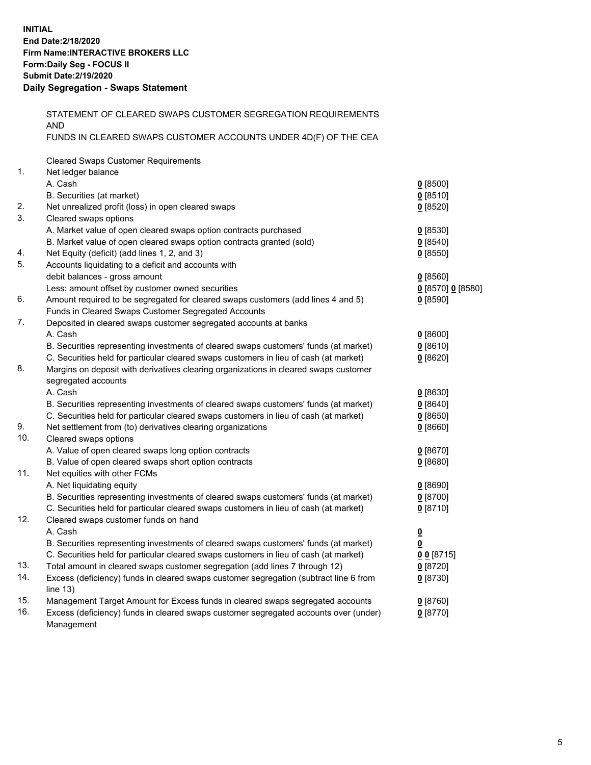**INITIAL**
**End Date:2/18/2020**
**Firm Name:INTERACTIVE BROKERS LLC**
**Form:Daily Seg - FOCUS II**
**Submit Date:2/19/2020**
**Daily Segregation - Swaps Statement**

STATEMENT OF CLEARED SWAPS CUSTOMER SEGREGATION REQUIREMENTS AND FUNDS IN CLEARED SWAPS CUSTOMER ACCOUNTS UNDER 4D(F) OF THE CEA

| | | |
|---|---|---|
| | Cleared Swaps Customer Requirements | |
| 1. | Net ledger balance | |
| | A. Cash | 0 [8500] |
| | B. Securities (at market) | 0 [8510] |
| 2. | Net unrealized profit (loss) in open cleared swaps | 0 [8520] |
| 3. | Cleared swaps options | |
| | A. Market value of open cleared swaps option contracts purchased | 0 [8530] |
| | B. Market value of open cleared swaps option contracts granted (sold) | 0 [8540] |
| 4. | Net Equity (deficit) (add lines 1, 2, and 3) | 0 [8550] |
| 5. | Accounts liquidating to a deficit and accounts with debit balances - gross amount | 0 [8560] |
| | Less: amount offset by customer owned securities | 0 [8570] 0 [8580] |
| 6. | Amount required to be segregated for cleared swaps customers (add lines 4 and 5) | 0 [8590] |
| | Funds in Cleared Swaps Customer Segregated Accounts | |
| 7. | Deposited in cleared swaps customer segregated accounts at banks | |
| | A. Cash | 0 [8600] |
| | B. Securities representing investments of cleared swaps customers' funds (at market) | 0 [8610] |
| | C. Securities held for particular cleared swaps customers in lieu of cash (at market) | 0 [8620] |
| 8. | Margins on deposit with derivatives clearing organizations in cleared swaps customer segregated accounts | |
| | A. Cash | 0 [8630] |
| | B. Securities representing investments of cleared swaps customers' funds (at market) | 0 [8640] |
| | C. Securities held for particular cleared swaps customers in lieu of cash (at market) | 0 [8650] |
| 9. | Net settlement from (to) derivatives clearing organizations | 0 [8660] |
| 10. | Cleared swaps options | |
| | A. Value of open cleared swaps long option contracts | 0 [8670] |
| | B. Value of open cleared swaps short option contracts | 0 [8680] |
| 11. | Net equities with other FCMs | |
| | A. Net liquidating equity | 0 [8690] |
| | B. Securities representing investments of cleared swaps customers' funds (at market) | 0 [8700] |
| | C. Securities held for particular cleared swaps customers in lieu of cash (at market) | 0 [8710] |
| 12. | Cleared swaps customer funds on hand | |
| | A. Cash | 0 |
| | B. Securities representing investments of cleared swaps customers' funds (at market) | 0 |
| | C. Securities held for particular cleared swaps customers in lieu of cash (at market) | 0 0 [8715] |
| 13. | Total amount in cleared swaps customer segregation (add lines 7 through 12) | 0 [8720] |
| 14. | Excess (deficiency) funds in cleared swaps customer segregation (subtract line 6 from line 13) | 0 [8730] |
| 15. | Management Target Amount for Excess funds in cleared swaps segregated accounts | 0 [8760] |
| 16. | Excess (deficiency) funds in cleared swaps customer segregated accounts over (under) Management | 0 [8770] |